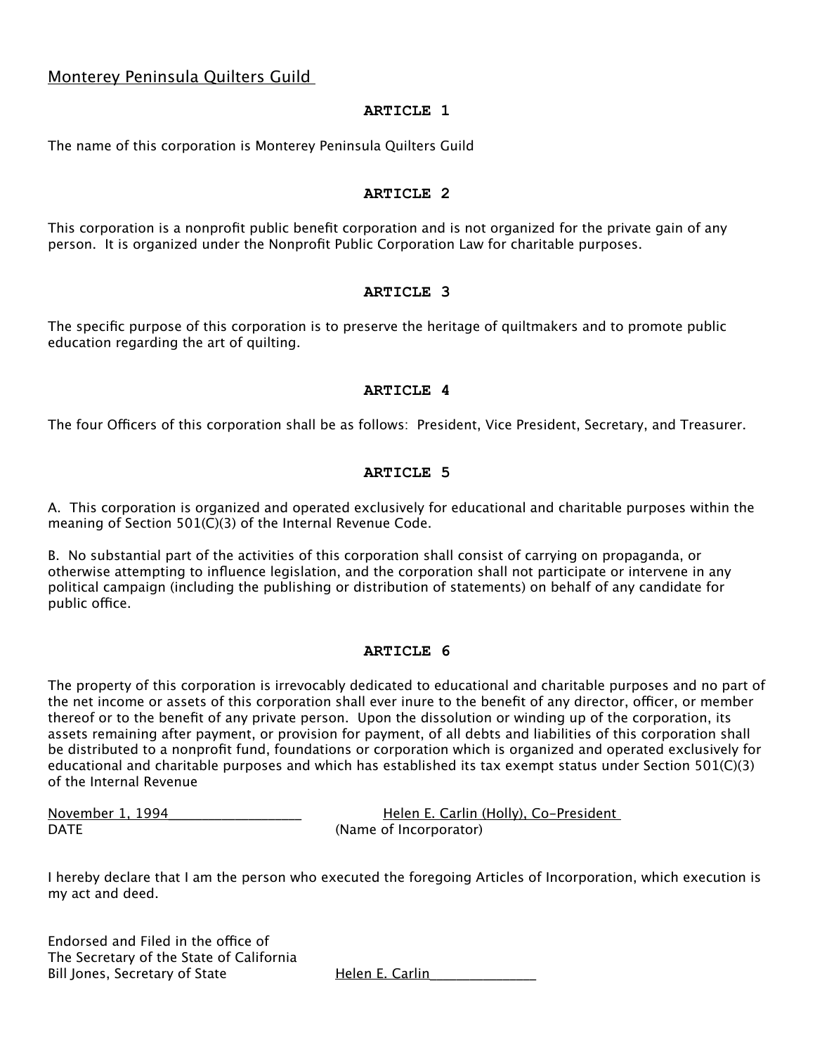Monterey Peninsula Quilters Guild

## ARTICLE 1

The name of this corporation is Monterey Peninsula Quilters Guild

## ARTICLE 2

This corporation is a nonprofit public benefit corporation and is not organized for the private gain of any person. It is organized under the Nonprofit Public Corporation Law for charitable purposes.

## ARTICLE 3

The specific purpose of this corporation is to preserve the heritage of quiltmakers and to promote public education regarding the art of quilting.

## ARTICLE 4

The four Officers of this corporation shall be as follows: President, Vice President, Secretary, and Treasurer.

## ARTICLE 5

A. This corporation is organized and operated exclusively for educational and charitable purposes within the meaning of Section 501(C)(3) of the Internal Revenue Code.

B. No substantial part of the activities of this corporation shall consist of carrying on propaganda, or otherwise attempting to influence legislation, and the corporation shall not participate or intervene in any political campaign (including the publishing or distribution of statements) on behalf of any candidate for public office.

## ARTICLE 6

The property of this corporation is irrevocably dedicated to educational and charitable purposes and no part of the net income or assets of this corporation shall ever inure to the benefit of any director, officer, or member thereof or to the benefit of any private person. Upon the dissolution or winding up of the corporation, its assets remaining after payment, or provision for payment, of all debts and liabilities of this corporation shall be distributed to a nonprofit fund, foundations or corporation which is organized and operated exclusively for educational and charitable purposes and which has established its tax exempt status under Section 501(C)(3) of the Internal Revenue

November 1, 1994 — Helen E. Carlin (Holly), Co-President

DATE — (Name of Incorporator)

I hereby declare that I am the person who executed the foregoing Articles of Incorporation, which execution is my act and deed.

Endorsed and Filed in the office of
The Secretary of the State of California
Bill Jones, Secretary of State — Helen E. Carlin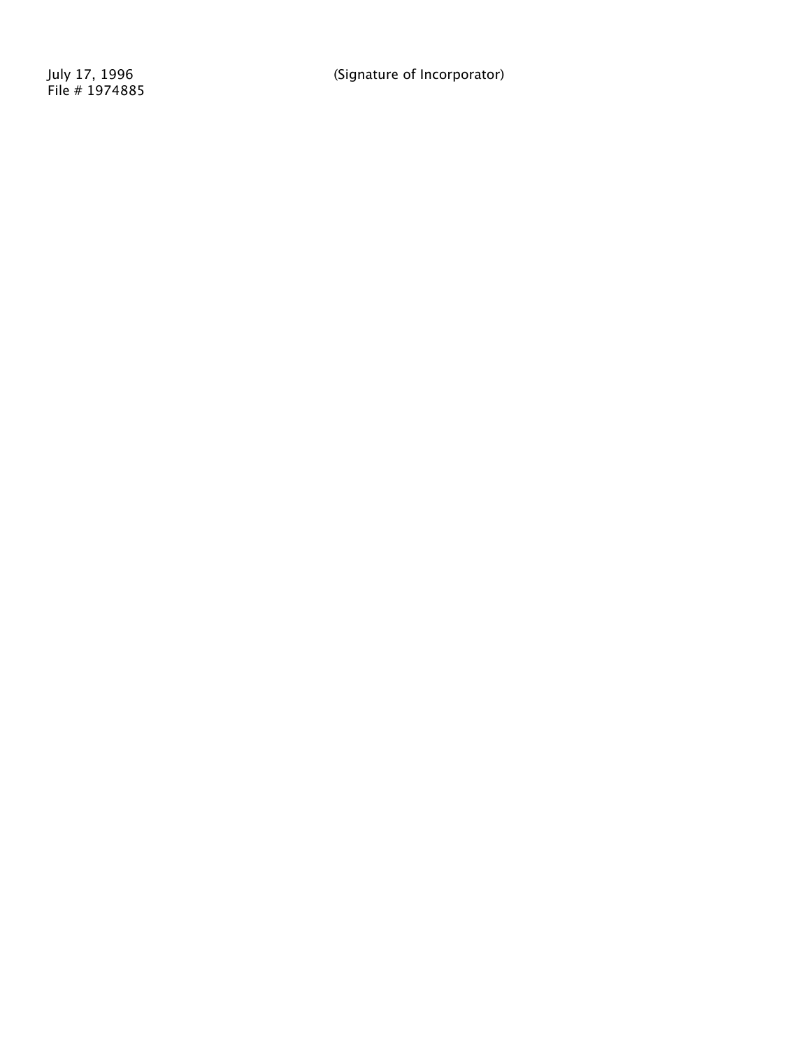July 17, 1996 (Signature of Incorporator)
File # 1974885